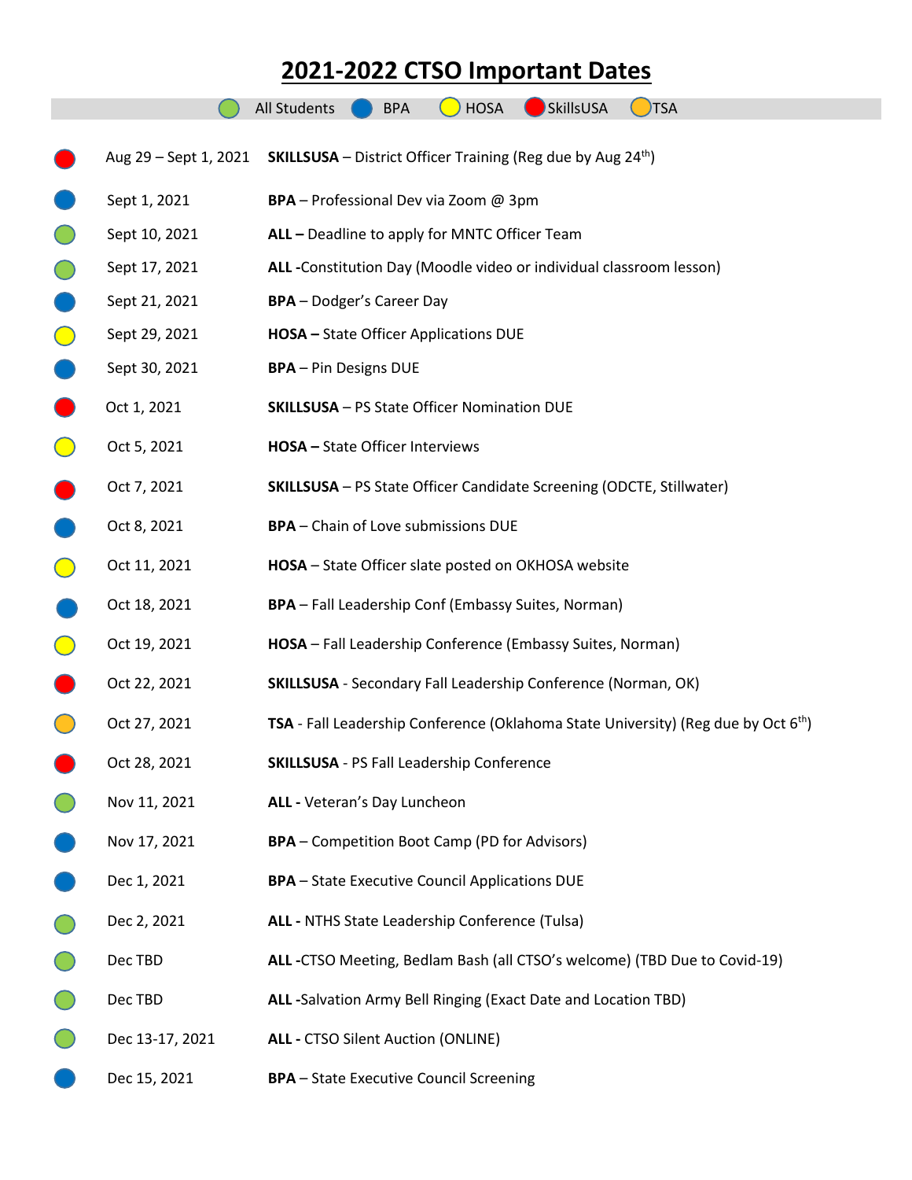# 2021-2022 CTSO Important Dates

🟢 All Students 🔵 BPA 🟡 HOSA 🔴 SkillsUSA 🟠 TSA

| | Date | Event |
|---|---|---|
| 🔴 | Aug 29 – Sept 1, 2021 | **SKILLSUSA** – District Officer Training (Reg due by Aug 24th) |
| 🔵 | Sept 1, 2021 | **BPA** – Professional Dev via Zoom @ 3pm |
| 🟢 | Sept 10, 2021 | **ALL –** Deadline to apply for MNTC Officer Team |
| 🟢 | Sept 17, 2021 | **ALL -**Constitution Day (Moodle video or individual classroom lesson) |
| 🔵 | Sept 21, 2021 | **BPA** – Dodger's Career Day |
| 🟡 | Sept 29, 2021 | **HOSA –** State Officer Applications DUE |
| 🔵 | Sept 30, 2021 | **BPA** – Pin Designs DUE |
| 🔴 | Oct 1, 2021 | **SKILLSUSA** – PS State Officer Nomination DUE |
| 🟡 | Oct 5, 2021 | **HOSA –** State Officer Interviews |
| 🔴 | Oct 7, 2021 | **SKILLSUSA** – PS State Officer Candidate Screening (ODCTE, Stillwater) |
| 🔵 | Oct 8, 2021 | **BPA** – Chain of Love submissions DUE |
| 🟡 | Oct 11, 2021 | **HOSA** – State Officer slate posted on OKHOSA website |
| 🔵 | Oct 18, 2021 | **BPA** – Fall Leadership Conf (Embassy Suites, Norman) |
| 🟡 | Oct 19, 2021 | **HOSA** – Fall Leadership Conference (Embassy Suites, Norman) |
| 🔴 | Oct 22, 2021 | **SKILLSUSA** - Secondary Fall Leadership Conference (Norman, OK) |
| 🟠 | Oct 27, 2021 | **TSA** - Fall Leadership Conference (Oklahoma State University) (Reg due by Oct 6th) |
| 🔴 | Oct 28, 2021 | **SKILLSUSA** - PS Fall Leadership Conference |
| 🟢 | Nov 11, 2021 | **ALL -** Veteran's Day Luncheon |
| 🔵 | Nov 17, 2021 | **BPA** – Competition Boot Camp (PD for Advisors) |
| 🔵 | Dec 1, 2021 | **BPA** – State Executive Council Applications DUE |
| 🟢 | Dec 2, 2021 | **ALL -** NTHS State Leadership Conference (Tulsa) |
| 🟢 | Dec TBD | **ALL -**CTSO Meeting, Bedlam Bash (all CTSO's welcome) (TBD Due to Covid-19) |
| 🟢 | Dec TBD | **ALL -**Salvation Army Bell Ringing (Exact Date and Location TBD) |
| 🟢 | Dec 13-17, 2021 | **ALL -** CTSO Silent Auction (ONLINE) |
| 🔵 | Dec 15, 2021 | **BPA** – State Executive Council Screening |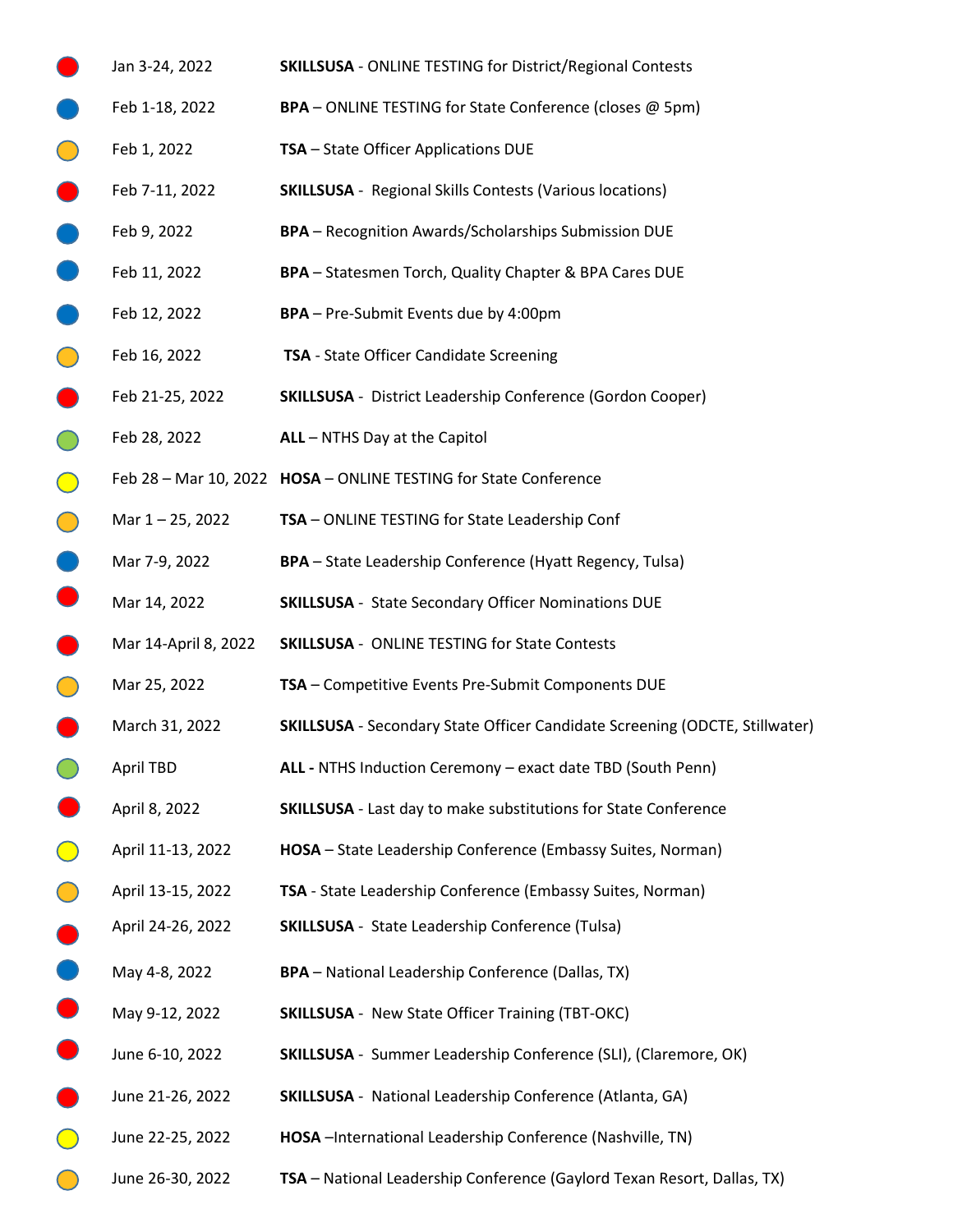| | | |
|---|---|---|
| | Jan 3-24, 2022 | **SKILLSUSA** - ONLINE TESTING for District/Regional Contests |
| | Feb 1-18, 2022 | **BPA** – ONLINE TESTING for State Conference (closes @ 5pm) |
| | Feb 1, 2022 | **TSA** – State Officer Applications DUE |
| | Feb 7-11, 2022 | **SKILLSUSA** - Regional Skills Contests (Various locations) |
| | Feb 9, 2022 | **BPA** – Recognition Awards/Scholarships Submission DUE |
| | Feb 11, 2022 | **BPA** – Statesmen Torch, Quality Chapter & BPA Cares DUE |
| | Feb 12, 2022 | **BPA** – Pre-Submit Events due by 4:00pm |
| | Feb 16, 2022 | **TSA** - State Officer Candidate Screening |
| | Feb 21-25, 2022 | **SKILLSUSA** - District Leadership Conference (Gordon Cooper) |
| | Feb 28, 2022 | **ALL** – NTHS Day at the Capitol |
| | Feb 28 – Mar 10, 2022 | **HOSA** – ONLINE TESTING for State Conference |
| | Mar 1 – 25, 2022 | **TSA** – ONLINE TESTING for State Leadership Conf |
| | Mar 7-9, 2022 | **BPA** – State Leadership Conference (Hyatt Regency, Tulsa) |
| | Mar 14, 2022 | **SKILLSUSA** - State Secondary Officer Nominations DUE |
| | Mar 14-April 8, 2022 | **SKILLSUSA** - ONLINE TESTING for State Contests |
| | Mar 25, 2022 | **TSA** – Competitive Events Pre-Submit Components DUE |
| | March 31, 2022 | **SKILLSUSA** - Secondary State Officer Candidate Screening (ODCTE, Stillwater) |
| | April TBD | **ALL -** NTHS Induction Ceremony – exact date TBD (South Penn) |
| | April 8, 2022 | **SKILLSUSA** - Last day to make substitutions for State Conference |
| | April 11-13, 2022 | **HOSA** – State Leadership Conference (Embassy Suites, Norman) |
| | April 13-15, 2022 | **TSA** - State Leadership Conference (Embassy Suites, Norman) |
| | April 24-26, 2022 | **SKILLSUSA** - State Leadership Conference (Tulsa) |
| | May 4-8, 2022 | **BPA** – National Leadership Conference (Dallas, TX) |
| | May 9-12, 2022 | **SKILLSUSA** - New State Officer Training (TBT-OKC) |
| | June 6-10, 2022 | **SKILLSUSA** - Summer Leadership Conference (SLI), (Claremore, OK) |
| | June 21-26, 2022 | **SKILLSUSA** - National Leadership Conference (Atlanta, GA) |
| | June 22-25, 2022 | **HOSA** –International Leadership Conference (Nashville, TN) |
| | June 26-30, 2022 | **TSA** – National Leadership Conference (Gaylord Texan Resort, Dallas, TX) |